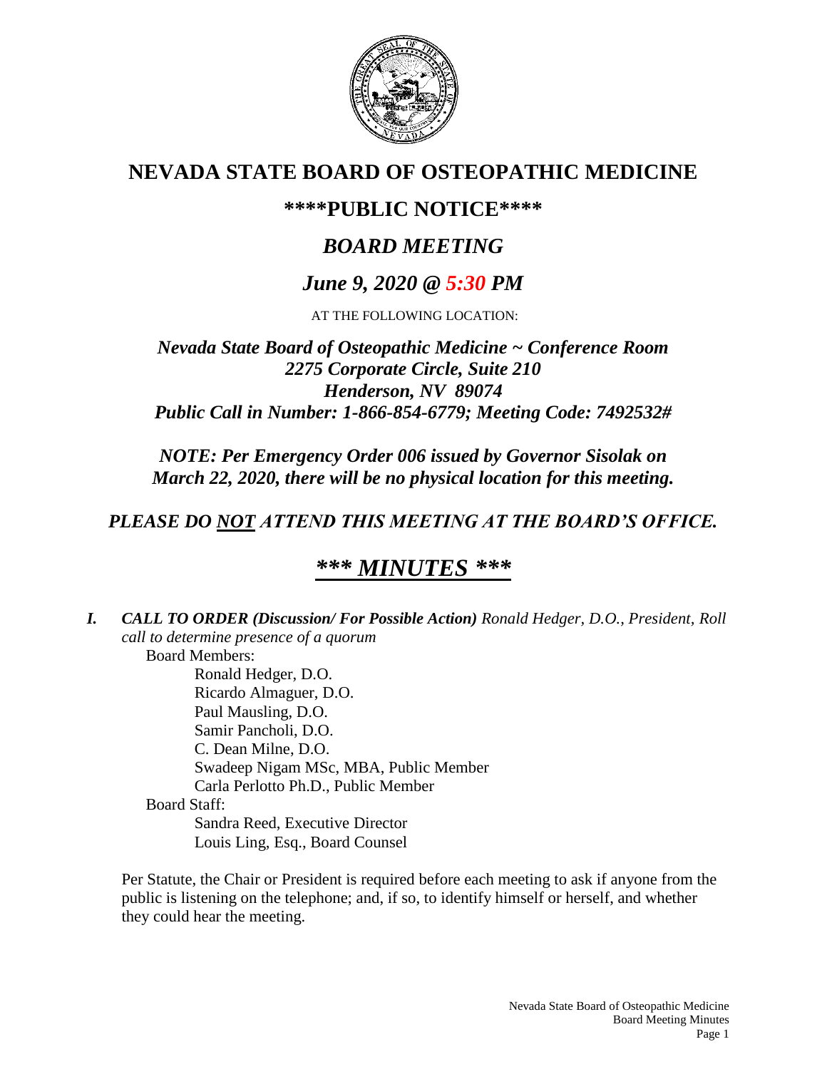# NEVADA STATE BOARD OF OSTEOPATHIC MEDICINE

## \*\*\*\*PUBLIC NOTICE\*\*\*\*

## *BOARD MEETING*

## *June 9, 2020 @ 5:30 PM*

AT THE FOLLOWING LOCATION:

***Nevada State Board of Osteopathic Medicine ~ Conference Room***
***2275 Corporate Circle, Suite 210***
***Henderson, NV 89074***
***Public Call in Number: 1-866-854-6779; Meeting Code: 7492532#***

***NOTE: Per Emergency Order 006 issued by Governor Sisolak on March 22, 2020, there will be no physical location for this meeting.***

***PLEASE DO NOT ATTEND THIS MEETING AT THE BOARD'S OFFICE.***

## *\*\*\* MINUTES \*\*\**

***I. CALL TO ORDER (Discussion/ For Possible Action)*** *Ronald Hedger, D.O., President, Roll call to determine presence of a quorum*

Board Members:

- Ronald Hedger, D.O.
- Ricardo Almaguer, D.O.
- Paul Mausling, D.O.
- Samir Pancholi, D.O.
- C. Dean Milne, D.O.
- Swadeep Nigam MSc, MBA, Public Member
- Carla Perlotto Ph.D., Public Member

Board Staff:

- Sandra Reed, Executive Director
- Louis Ling, Esq., Board Counsel

Per Statute, the Chair or President is required before each meeting to ask if anyone from the public is listening on the telephone; and, if so, to identify himself or herself, and whether they could hear the meeting.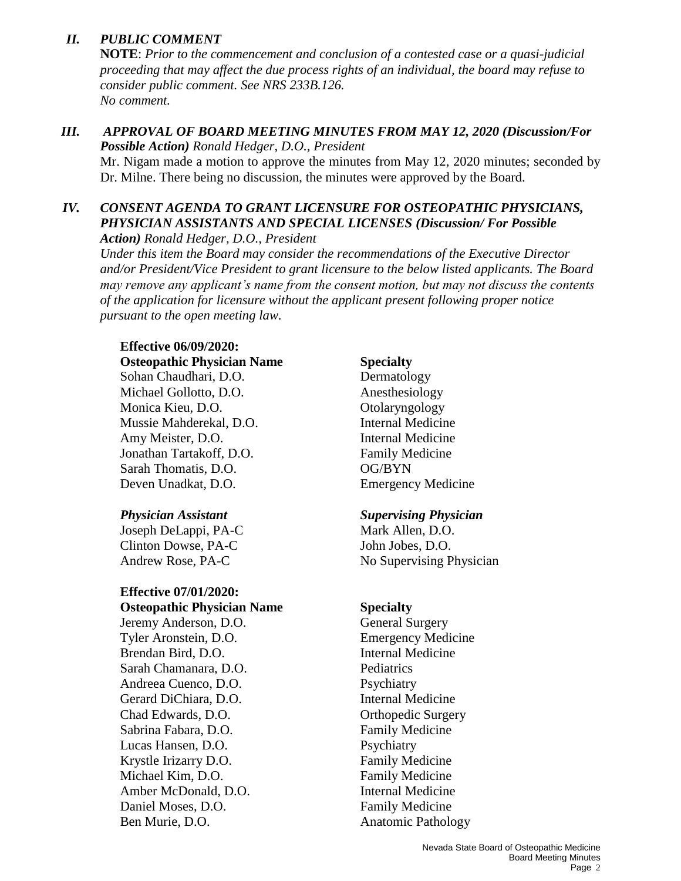## *II. PUBLIC COMMENT*

**NOTE**: *Prior to the commencement and conclusion of a contested case or a quasi-judicial proceeding that may affect the due process rights of an individual, the board may refuse to consider public comment. See NRS 233B.126.*
*No comment.*

## *III. APPROVAL OF BOARD MEETING MINUTES FROM MAY 12, 2020 (Discussion/For Possible Action) Ronald Hedger, D.O., President*

Mr. Nigam made a motion to approve the minutes from May 12, 2020 minutes; seconded by Dr. Milne. There being no discussion, the minutes were approved by the Board.

## *IV. CONSENT AGENDA TO GRANT LICENSURE FOR OSTEOPATHIC PHYSICIANS, PHYSICIAN ASSISTANTS AND SPECIAL LICENSES (Discussion/ For Possible Action) Ronald Hedger, D.O., President*

*Under this item the Board may consider the recommendations of the Executive Director and/or President/Vice President to grant licensure to the below listed applicants. The Board may remove any applicant's name from the consent motion, but may not discuss the contents of the application for licensure without the applicant present following proper notice pursuant to the open meeting law.*

**Effective 06/09/2020:**

| **Osteopathic Physician Name** | **Specialty** |
|---|---|
| Sohan Chaudhari, D.O. | Dermatology |
| Michael Gollotto, D.O. | Anesthesiology |
| Monica Kieu, D.O. | Otolaryngology |
| Mussie Mahderekal, D.O. | Internal Medicine |
| Amy Meister, D.O. | Internal Medicine |
| Jonathan Tartakoff, D.O. | Family Medicine |
| Sarah Thomatis, D.O. | OG/BYN |
| Deven Unadkat, D.O. | Emergency Medicine |

| ***Physician Assistant*** | ***Supervising Physician*** |
|---|---|
| Joseph DeLappi, PA-C | Mark Allen, D.O. |
| Clinton Dowse, PA-C | John Jobes, D.O. |
| Andrew Rose, PA-C | No Supervising Physician |

**Effective 07/01/2020:**

| **Osteopathic Physician Name** | **Specialty** |
|---|---|
| Jeremy Anderson, D.O. | General Surgery |
| Tyler Aronstein, D.O. | Emergency Medicine |
| Brendan Bird, D.O. | Internal Medicine |
| Sarah Chamanara, D.O. | Pediatrics |
| Andreea Cuenco, D.O. | Psychiatry |
| Gerard DiChiara, D.O. | Internal Medicine |
| Chad Edwards, D.O. | Orthopedic Surgery |
| Sabrina Fabara, D.O. | Family Medicine |
| Lucas Hansen, D.O. | Psychiatry |
| Krystle Irizarry D.O. | Family Medicine |
| Michael Kim, D.O. | Family Medicine |
| Amber McDonald, D.O. | Internal Medicine |
| Daniel Moses, D.O. | Family Medicine |
| Ben Murie, D.O. | Anatomic Pathology |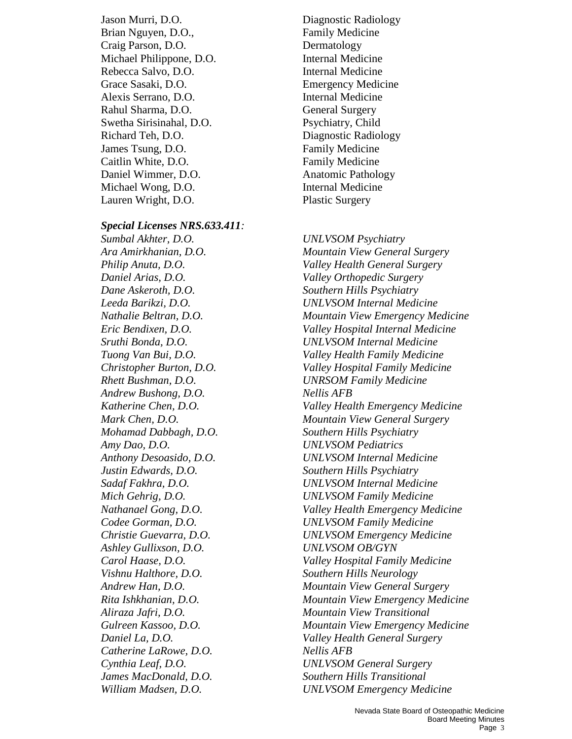| | |
|---|---|
| Jason Murri, D.O. | Diagnostic Radiology |
| Brian Nguyen, D.O., | Family Medicine |
| Craig Parson, D.O. | Dermatology |
| Michael Philippone, D.O. | Internal Medicine |
| Rebecca Salvo, D.O. | Internal Medicine |
| Grace Sasaki, D.O. | Emergency Medicine |
| Alexis Serrano, D.O. | Internal Medicine |
| Rahul Sharma, D.O. | General Surgery |
| Swetha Sirisinahal, D.O. | Psychiatry, Child |
| Richard Teh, D.O. | Diagnostic Radiology |
| James Tsung, D.O. | Family Medicine |
| Caitlin White, D.O. | Family Medicine |
| Daniel Wimmer, D.O. | Anatomic Pathology |
| Michael Wong, D.O. | Internal Medicine |
| Lauren Wright, D.O. | Plastic Surgery |

***Special Licenses NRS.633.411:***

| | |
|---|---|
| *Sumbal Akhter, D.O.* | *UNLVSOM Psychiatry* |
| *Ara Amirkhanian, D.O.* | *Mountain View General Surgery* |
| *Philip Anuta, D.O.* | *Valley Health General Surgery* |
| *Daniel Arias, D.O.* | *Valley Orthopedic Surgery* |
| *Dane Askeroth, D.O.* | *Southern Hills Psychiatry* |
| *Leeda Barikzi, D.O.* | *UNLVSOM Internal Medicine* |
| *Nathalie Beltran, D.O.* | *Mountain View Emergency Medicine* |
| *Eric Bendixen, D.O.* | *Valley Hospital Internal Medicine* |
| *Sruthi Bonda, D.O.* | *UNLVSOM Internal Medicine* |
| *Tuong Van Bui, D.O.* | *Valley Health Family Medicine* |
| *Christopher Burton, D.O.* | *Valley Hospital Family Medicine* |
| *Rhett Bushman, D.O.* | *UNRSOM Family Medicine* |
| *Andrew Bushong, D.O.* | *Nellis AFB* |
| *Katherine Chen, D.O.* | *Valley Health Emergency Medicine* |
| *Mark Chen, D.O.* | *Mountain View General Surgery* |
| *Mohamad Dabbagh, D.O.* | *Southern Hills Psychiatry* |
| *Amy Dao, D.O.* | *UNLVSOM Pediatrics* |
| *Anthony Desoasido, D.O.* | *UNLVSOM Internal Medicine* |
| *Justin Edwards, D.O.* | *Southern Hills Psychiatry* |
| *Sadaf Fakhra, D.O.* | *UNLVSOM Internal Medicine* |
| *Mich Gehrig, D.O.* | *UNLVSOM Family Medicine* |
| *Nathanael Gong, D.O.* | *Valley Health Emergency Medicine* |
| *Codee Gorman, D.O.* | *UNLVSOM Family Medicine* |
| *Christie Guevarra, D.O.* | *UNLVSOM Emergency Medicine* |
| *Ashley Gullixson, D.O.* | *UNLVSOM OB/GYN* |
| *Carol Haase, D.O.* | *Valley Hospital Family Medicine* |
| *Vishnu Halthore, D.O.* | *Southern Hills Neurology* |
| *Andrew Han, D.O.* | *Mountain View General Surgery* |
| *Rita Ishkhanian, D.O.* | *Mountain View Emergency Medicine* |
| *Aliraza Jafri, D.O.* | *Mountain View Transitional* |
| *Gulreen Kassoo, D.O.* | *Mountain View Emergency Medicine* |
| *Daniel La, D.O.* | *Valley Health General Surgery* |
| *Catherine LaRowe, D.O.* | *Nellis AFB* |
| *Cynthia Leaf, D.O.* | *UNLVSOM General Surgery* |
| *James MacDonald, D.O.* | *Southern Hills Transitional* |
| *William Madsen, D.O.* | *UNLVSOM Emergency Medicine* |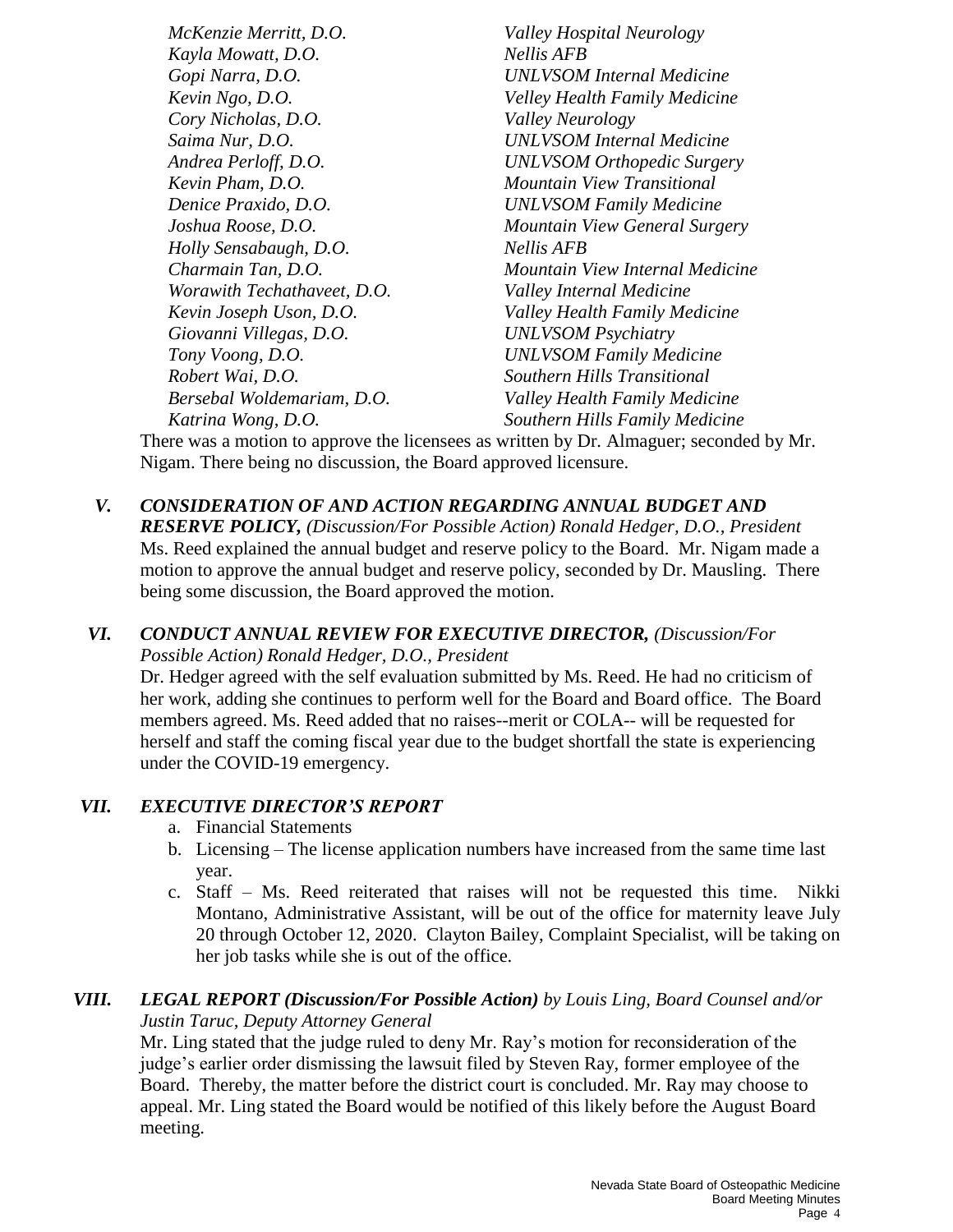| | |
|---|---|
| *McKenzie Merritt, D.O.* | *Valley Hospital Neurology* |
| *Kayla Mowatt, D.O.* | *Nellis AFB* |
| *Gopi Narra, D.O.* | *UNLVSOM Internal Medicine* |
| *Kevin Ngo, D.O.* | *Velley Health Family Medicine* |
| *Cory Nicholas, D.O.* | *Valley Neurology* |
| *Saima Nur, D.O.* | *UNLVSOM Internal Medicine* |
| *Andrea Perloff, D.O.* | *UNLVSOM Orthopedic Surgery* |
| *Kevin Pham, D.O.* | *Mountain View Transitional* |
| *Denice Praxido, D.O.* | *UNLVSOM Family Medicine* |
| *Joshua Roose, D.O.* | *Mountain View General Surgery* |
| *Holly Sensabaugh, D.O.* | *Nellis AFB* |
| *Charmain Tan, D.O.* | *Mountain View Internal Medicine* |
| *Worawith Techathaveet, D.O.* | *Valley Internal Medicine* |
| *Kevin Joseph Uson, D.O.* | *Valley Health Family Medicine* |
| *Giovanni Villegas, D.O.* | *UNLVSOM Psychiatry* |
| *Tony Voong, D.O.* | *UNLVSOM Family Medicine* |
| *Robert Wai, D.O.* | *Southern Hills Transitional* |
| *Bersebal Woldemariam, D.O.* | *Valley Health Family Medicine* |
| *Katrina Wong, D.O.* | *Southern Hills Family Medicine* |

There was a motion to approve the licensees as written by Dr. Almaguer; seconded by Mr. Nigam. There being no discussion, the Board approved licensure.

## *V. CONSIDERATION OF AND ACTION REGARDING ANNUAL BUDGET AND RESERVE POLICY, (Discussion/For Possible Action) Ronald Hedger, D.O., President*

Ms. Reed explained the annual budget and reserve policy to the Board. Mr. Nigam made a motion to approve the annual budget and reserve policy, seconded by Dr. Mausling. There being some discussion, the Board approved the motion.

## *VI. CONDUCT ANNUAL REVIEW FOR EXECUTIVE DIRECTOR, (Discussion/For Possible Action) Ronald Hedger, D.O., President*

Dr. Hedger agreed with the self evaluation submitted by Ms. Reed. He had no criticism of her work, adding she continues to perform well for the Board and Board office. The Board members agreed. Ms. Reed added that no raises--merit or COLA-- will be requested for herself and staff the coming fiscal year due to the budget shortfall the state is experiencing under the COVID-19 emergency.

## *VII. EXECUTIVE DIRECTOR'S REPORT*

a. Financial Statements
b. Licensing – The license application numbers have increased from the same time last year.
c. Staff – Ms. Reed reiterated that raises will not be requested this time. Nikki Montano, Administrative Assistant, will be out of the office for maternity leave July 20 through October 12, 2020. Clayton Bailey, Complaint Specialist, will be taking on her job tasks while she is out of the office.

## *VIII. LEGAL REPORT (Discussion/For Possible Action) by Louis Ling, Board Counsel and/or Justin Taruc, Deputy Attorney General*

Mr. Ling stated that the judge ruled to deny Mr. Ray's motion for reconsideration of the judge's earlier order dismissing the lawsuit filed by Steven Ray, former employee of the Board. Thereby, the matter before the district court is concluded. Mr. Ray may choose to appeal. Mr. Ling stated the Board would be notified of this likely before the August Board meeting.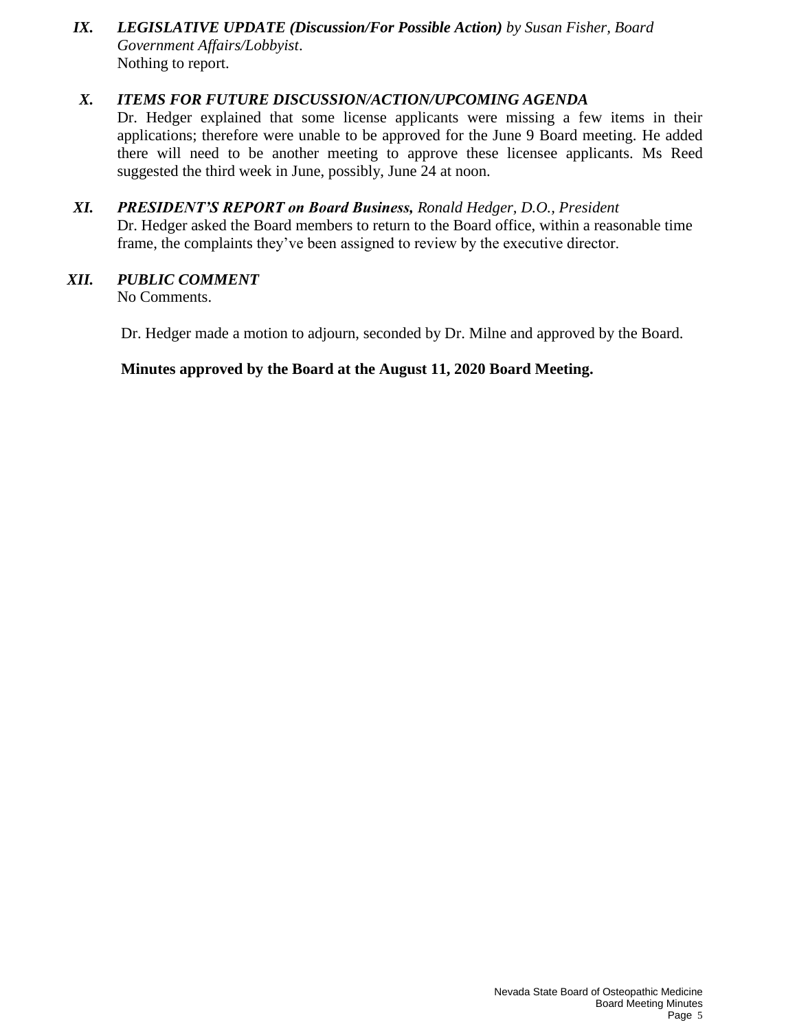***IX. LEGISLATIVE UPDATE (Discussion/For Possible Action)** by Susan Fisher, Board Government Affairs/Lobbyist*.

Nothing to report.

***X. ITEMS FOR FUTURE DISCUSSION/ACTION/UPCOMING AGENDA***

Dr. Hedger explained that some license applicants were missing a few items in their applications; therefore were unable to be approved for the June 9 Board meeting. He added there will need to be another meeting to approve these licensee applicants. Ms Reed suggested the third week in June, possibly, June 24 at noon.

***XI. PRESIDENT'S REPORT on Board Business,** Ronald Hedger, D.O., President*

Dr. Hedger asked the Board members to return to the Board office, within a reasonable time frame, the complaints they've been assigned to review by the executive director.

***XII. PUBLIC COMMENT***

No Comments.

Dr. Hedger made a motion to adjourn, seconded by Dr. Milne and approved by the Board.

**Minutes approved by the Board at the August 11, 2020 Board Meeting.**